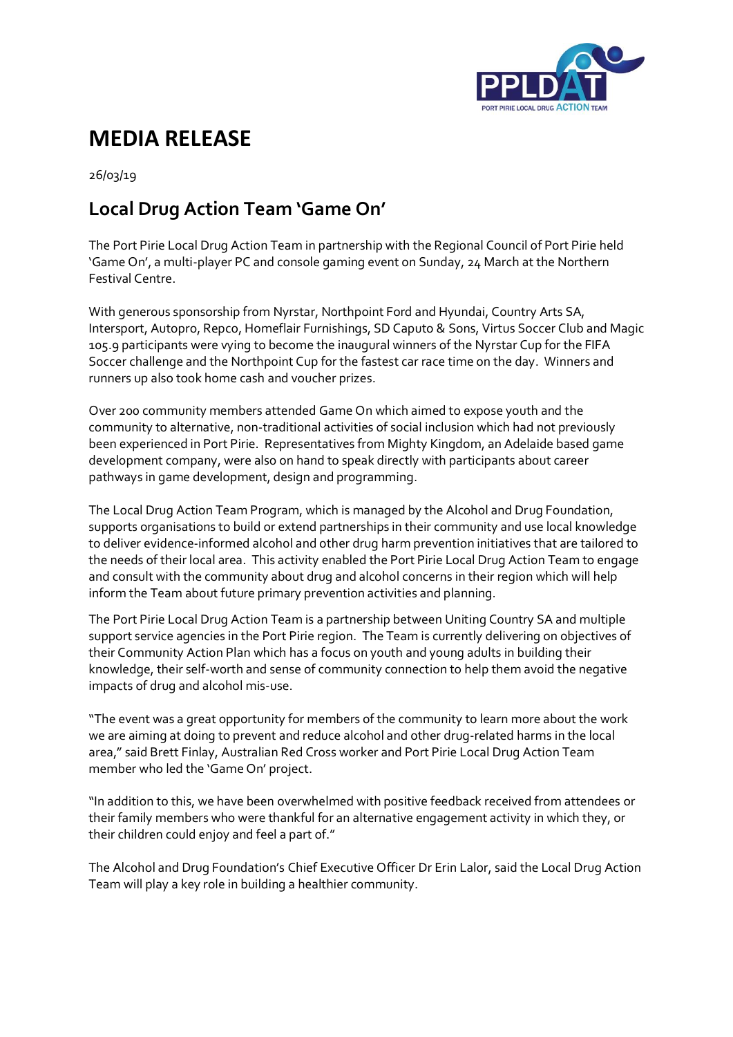# MEDIA RELEASE

26/03/19

## Local Drug Action Team 'Game On'

The Port Pirie Local Drug Action Team in partnership with the Regional Council of Port Pirie held 'Game On', a multi-player PC and console gaming event on Sunday, 24 March at the Northern Festival Centre.

With generous sponsorship from Nyrstar, Northpoint Ford and Hyundai, Country Arts SA, Intersport, Autopro, Repco, Homeflair Furnishings, SD Caputo & Sons, Virtus Soccer Club and Magic 105.9 participants were vying to become the inaugural winners of the Nyrstar Cup for the FIFA Soccer challenge and the Northpoint Cup for the fastest car race time on the day. Winners and runners up also took home cash and voucher prizes.

Over 200 community members attended Game On which aimed to expose youth and the community to alternative, non-traditional activities of social inclusion which had not previously been experienced in Port Pirie. Representatives from Mighty Kingdom, an Adelaide based game development company, were also on hand to speak directly with participants about career pathways in game development, design and programming.

The Local Drug Action Team Program, which is managed by the Alcohol and Drug Foundation, supports organisations to build or extend partnerships in their community and use local knowledge to deliver evidence-informed alcohol and other drug harm prevention initiatives that are tailored to the needs of their local area. This activity enabled the Port Pirie Local Drug Action Team to engage and consult with the community about drug and alcohol concerns in their region which will help inform the Team about future primary prevention activities and planning.

The Port Pirie Local Drug Action Team is a partnership between Uniting Country SA and multiple support service agencies in the Port Pirie region. The Team is currently delivering on objectives of their Community Action Plan which has a focus on youth and young adults in building their knowledge, their self-worth and sense of community connection to help them avoid the negative impacts of drug and alcohol mis-use.

"The event was a great opportunity for members of the community to learn more about the work we are aiming at doing to prevent and reduce alcohol and other drug-related harms in the local area," said Brett Finlay, Australian Red Cross worker and Port Pirie Local Drug Action Team member who led the 'Game On' project.

"In addition to this, we have been overwhelmed with positive feedback received from attendees or their family members who were thankful for an alternative engagement activity in which they, or their children could enjoy and feel a part of."

The Alcohol and Drug Foundation's Chief Executive Officer Dr Erin Lalor, said the Local Drug Action Team will play a key role in building a healthier community.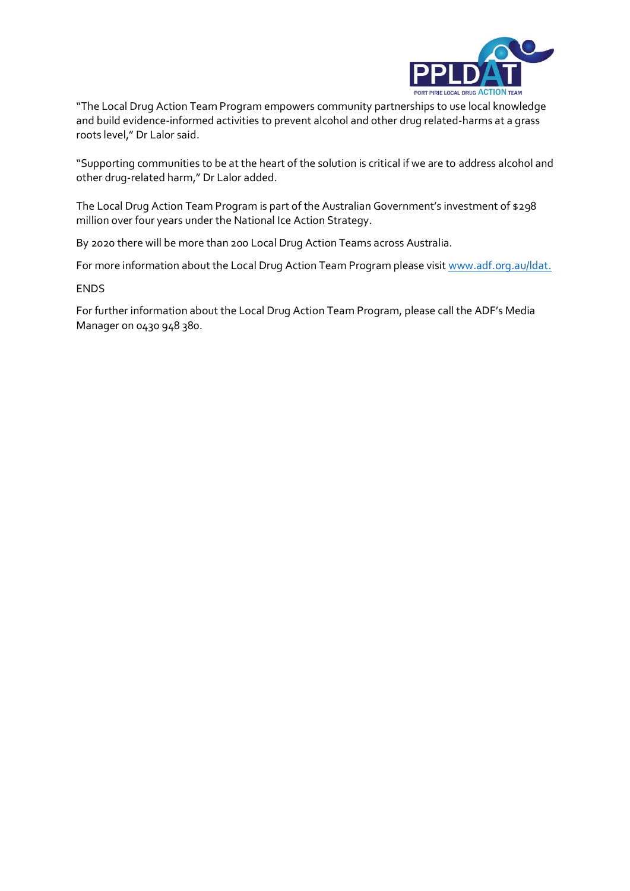"The Local Drug Action Team Program empowers community partnerships to use local knowledge and build evidence-informed activities to prevent alcohol and other drug related-harms at a grass roots level," Dr Lalor said.

"Supporting communities to be at the heart of the solution is critical if we are to address alcohol and other drug-related harm," Dr Lalor added.

The Local Drug Action Team Program is part of the Australian Government's investment of $298 million over four years under the National Ice Action Strategy.

By 2020 there will be more than 200 Local Drug Action Teams across Australia.

For more information about the Local Drug Action Team Program please visit www.adf.org.au/ldat.

ENDS

For further information about the Local Drug Action Team Program, please call the ADF's Media Manager on 0430 948 380.